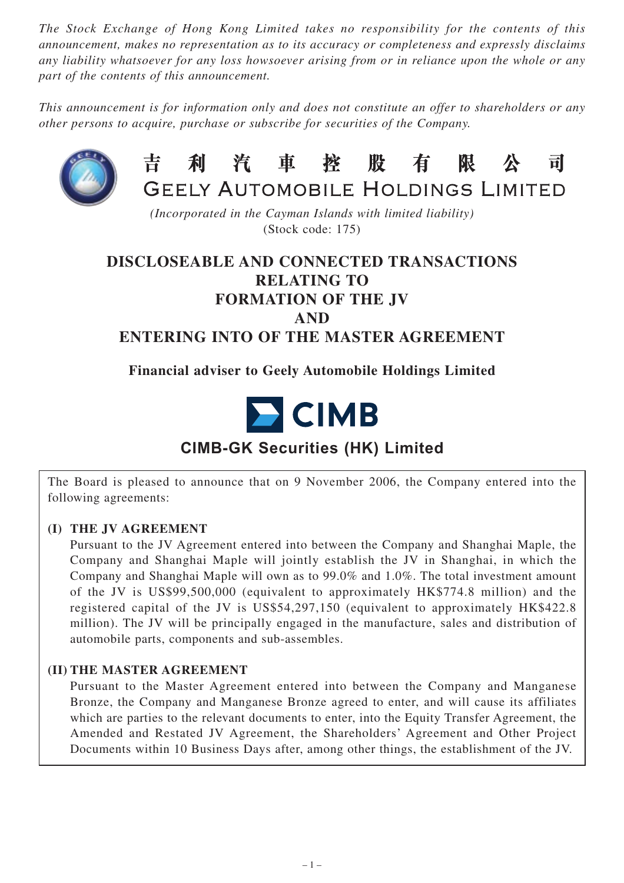*The Stock Exchange of Hong Kong Limited takes no responsibility for the contents of this announcement, makes no representation as to its accuracy or completeness and expressly disclaims any liability whatsoever for any loss howsoever arising from or in reliance upon the whole or any part of the contents of this announcement.*

*This announcement is for information only and does not constitute an offer to shareholders or any other persons to acquire, purchase or subscribe for securities of the Company.*

# 吉利汽車控股有限公司
# GEELY AUTOMOBILE HOLDINGS LIMITED

*(Incorporated in the Cayman Islands with limited liability)*
(Stock code: 175)

## DISCLOSEABLE AND CONNECTED TRANSACTIONS RELATING TO FORMATION OF THE JV AND ENTERING INTO OF THE MASTER AGREEMENT

**Financial adviser to Geely Automobile Holdings Limited**

CIMB

**CIMB-GK Securities (HK) Limited**

The Board is pleased to announce that on 9 November 2006, the Company entered into the following agreements:

**(I) THE JV AGREEMENT**

Pursuant to the JV Agreement entered into between the Company and Shanghai Maple, the Company and Shanghai Maple will jointly establish the JV in Shanghai, in which the Company and Shanghai Maple will own as to 99.0% and 1.0%. The total investment amount of the JV is US$99,500,000 (equivalent to approximately HK$774.8 million) and the registered capital of the JV is US$54,297,150 (equivalent to approximately HK$422.8 million). The JV will be principally engaged in the manufacture, sales and distribution of automobile parts, components and sub-assembles.

**(II) THE MASTER AGREEMENT**

Pursuant to the Master Agreement entered into between the Company and Manganese Bronze, the Company and Manganese Bronze agreed to enter, and will cause its affiliates which are parties to the relevant documents to enter, into the Equity Transfer Agreement, the Amended and Restated JV Agreement, the Shareholders' Agreement and Other Project Documents within 10 Business Days after, among other things, the establishment of the JV.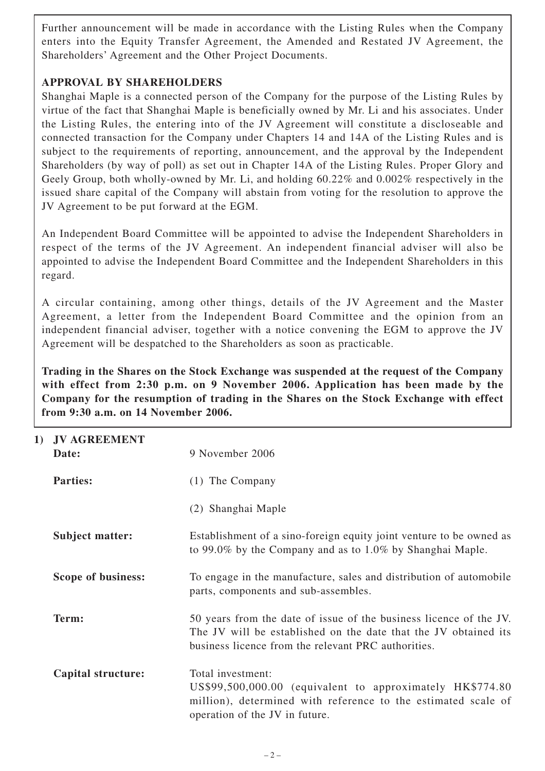Further announcement will be made in accordance with the Listing Rules when the Company enters into the Equity Transfer Agreement, the Amended and Restated JV Agreement, the Shareholders' Agreement and the Other Project Documents.

**APPROVAL BY SHAREHOLDERS**

Shanghai Maple is a connected person of the Company for the purpose of the Listing Rules by virtue of the fact that Shanghai Maple is beneficially owned by Mr. Li and his associates. Under the Listing Rules, the entering into of the JV Agreement will constitute a discloseable and connected transaction for the Company under Chapters 14 and 14A of the Listing Rules and is subject to the requirements of reporting, announcement, and the approval by the Independent Shareholders (by way of poll) as set out in Chapter 14A of the Listing Rules. Proper Glory and Geely Group, both wholly-owned by Mr. Li, and holding 60.22% and 0.002% respectively in the issued share capital of the Company will abstain from voting for the resolution to approve the JV Agreement to be put forward at the EGM.

An Independent Board Committee will be appointed to advise the Independent Shareholders in respect of the terms of the JV Agreement. An independent financial adviser will also be appointed to advise the Independent Board Committee and the Independent Shareholders in this regard.

A circular containing, among other things, details of the JV Agreement and the Master Agreement, a letter from the Independent Board Committee and the opinion from an independent financial adviser, together with a notice convening the EGM to approve the JV Agreement will be despatched to the Shareholders as soon as practicable.

**Trading in the Shares on the Stock Exchange was suspended at the request of the Company with effect from 2:30 p.m. on 9 November 2006. Application has been made by the Company for the resumption of trading in the Shares on the Stock Exchange with effect from 9:30 a.m. on 14 November 2006.**

**1) JV AGREEMENT**

**Date:** 9 November 2006

**Parties:**
(1) The Company
(2) Shanghai Maple

**Subject matter:** Establishment of a sino-foreign equity joint venture to be owned as to 99.0% by the Company and as to 1.0% by Shanghai Maple.

**Scope of business:** To engage in the manufacture, sales and distribution of automobile parts, components and sub-assembles.

**Term:** 50 years from the date of issue of the business licence of the JV. The JV will be established on the date that the JV obtained its business licence from the relevant PRC authorities.

**Capital structure:** Total investment:
US$99,500,000.00 (equivalent to approximately HK$774.80 million), determined with reference to the estimated scale of operation of the JV in future.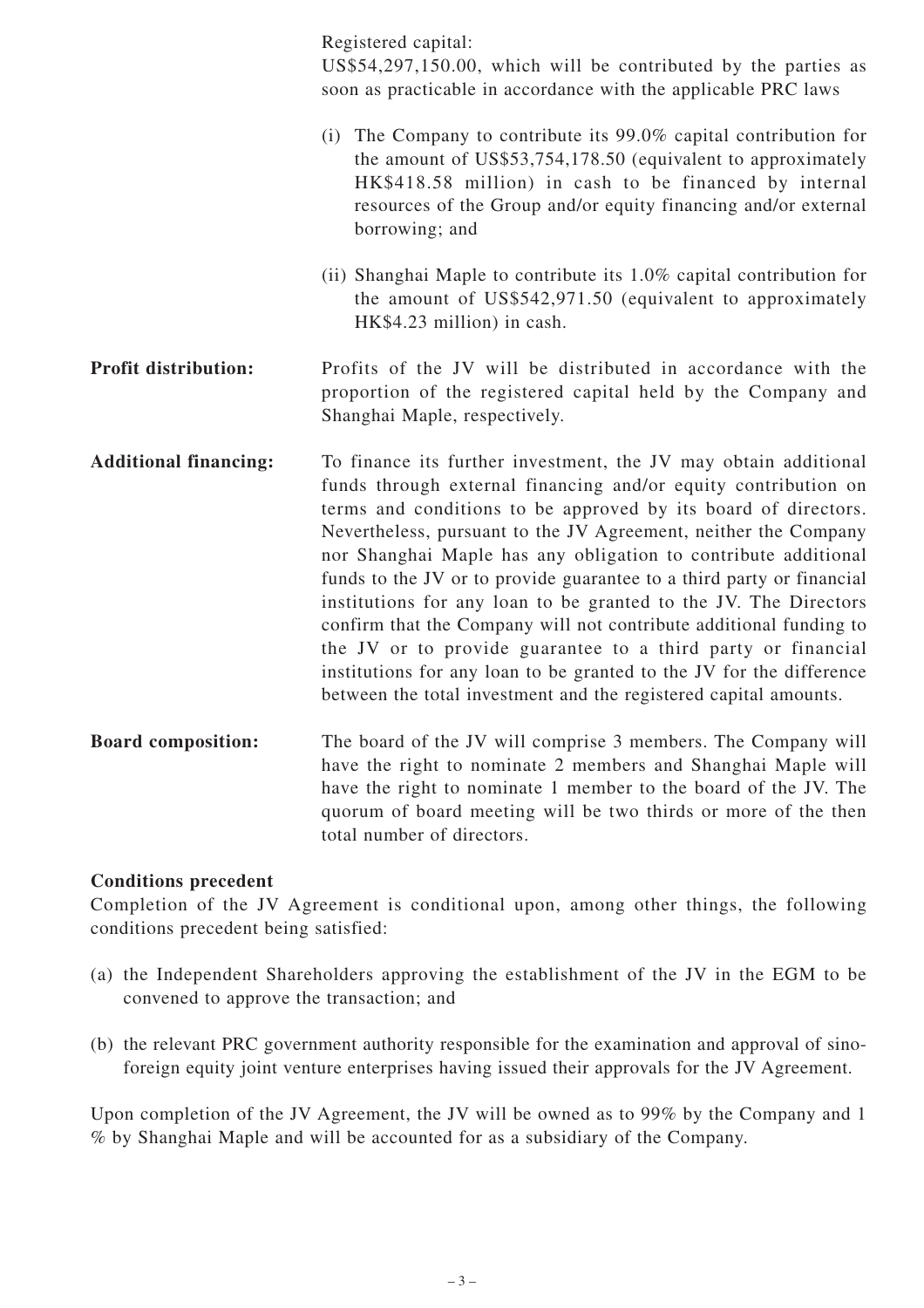| | |
|---|---|
| | Registered capital:<br>US$54,297,150.00, which will be contributed by the parties as soon as practicable in accordance with the applicable PRC laws<br><br>(i) The Company to contribute its 99.0% capital contribution for the amount of US$53,754,178.50 (equivalent to approximately HK$418.58 million) in cash to be financed by internal resources of the Group and/or equity financing and/or external borrowing; and<br><br>(ii) Shanghai Maple to contribute its 1.0% capital contribution for the amount of US$542,971.50 (equivalent to approximately HK$4.23 million) in cash. |
| **Profit distribution:** | Profits of the JV will be distributed in accordance with the proportion of the registered capital held by the Company and Shanghai Maple, respectively. |
| **Additional financing:** | To finance its further investment, the JV may obtain additional funds through external financing and/or equity contribution on terms and conditions to be approved by its board of directors. Nevertheless, pursuant to the JV Agreement, neither the Company nor Shanghai Maple has any obligation to contribute additional funds to the JV or to provide guarantee to a third party or financial institutions for any loan to be granted to the JV. The Directors confirm that the Company will not contribute additional funding to the JV or to provide guarantee to a third party or financial institutions for any loan to be granted to the JV for the difference between the total investment and the registered capital amounts. |
| **Board composition:** | The board of the JV will comprise 3 members. The Company will have the right to nominate 2 members and Shanghai Maple will have the right to nominate 1 member to the board of the JV. The quorum of board meeting will be two thirds or more of the then total number of directors. |

**Conditions precedent**

Completion of the JV Agreement is conditional upon, among other things, the following conditions precedent being satisfied:

(a) the Independent Shareholders approving the establishment of the JV in the EGM to be convened to approve the transaction; and

(b) the relevant PRC government authority responsible for the examination and approval of sino-foreign equity joint venture enterprises having issued their approvals for the JV Agreement.

Upon completion of the JV Agreement, the JV will be owned as to 99% by the Company and 1 % by Shanghai Maple and will be accounted for as a subsidiary of the Company.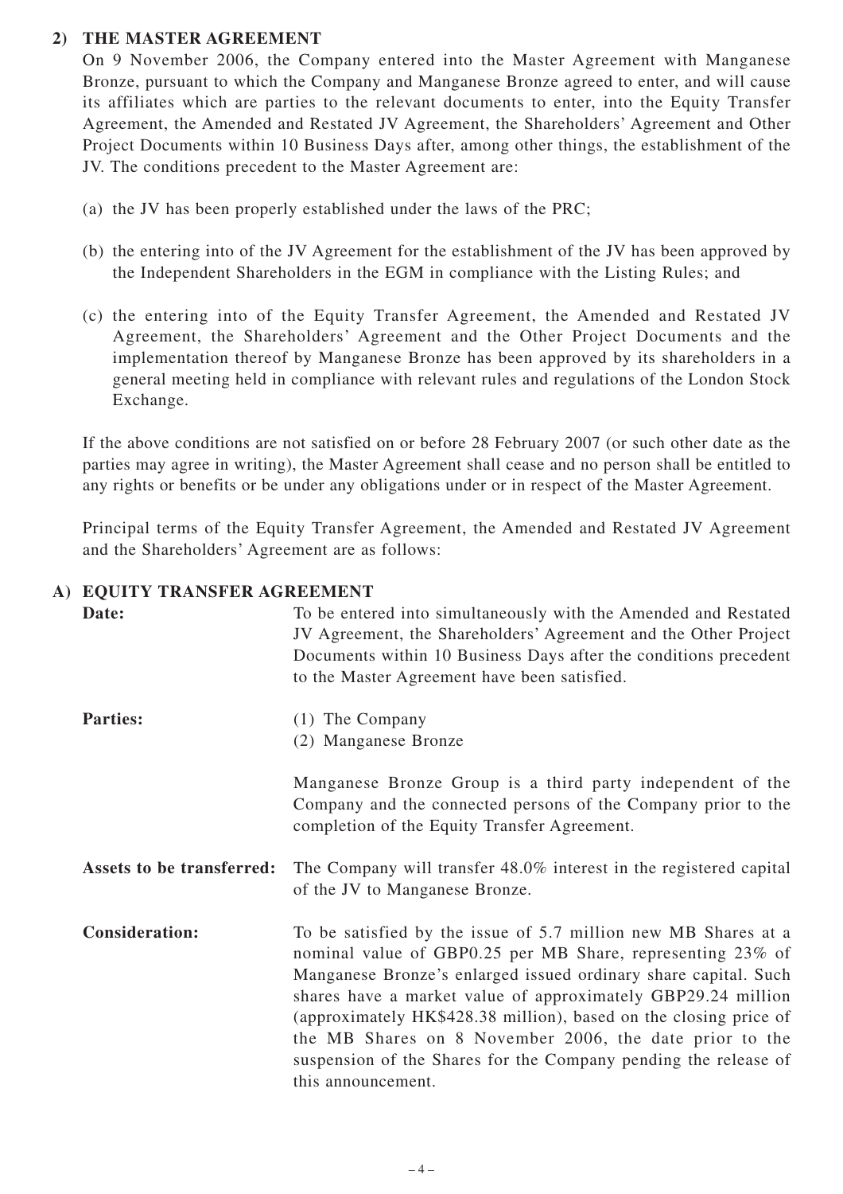## 2) THE MASTER AGREEMENT

On 9 November 2006, the Company entered into the Master Agreement with Manganese Bronze, pursuant to which the Company and Manganese Bronze agreed to enter, and will cause its affiliates which are parties to the relevant documents to enter, into the Equity Transfer Agreement, the Amended and Restated JV Agreement, the Shareholders' Agreement and Other Project Documents within 10 Business Days after, among other things, the establishment of the JV. The conditions precedent to the Master Agreement are:

(a) the JV has been properly established under the laws of the PRC;

(b) the entering into of the JV Agreement for the establishment of the JV has been approved by the Independent Shareholders in the EGM in compliance with the Listing Rules; and

(c) the entering into of the Equity Transfer Agreement, the Amended and Restated JV Agreement, the Shareholders' Agreement and the Other Project Documents and the implementation thereof by Manganese Bronze has been approved by its shareholders in a general meeting held in compliance with relevant rules and regulations of the London Stock Exchange.

If the above conditions are not satisfied on or before 28 February 2007 (or such other date as the parties may agree in writing), the Master Agreement shall cease and no person shall be entitled to any rights or benefits or be under any obligations under or in respect of the Master Agreement.

Principal terms of the Equity Transfer Agreement, the Amended and Restated JV Agreement and the Shareholders' Agreement are as follows:

### A) EQUITY TRANSFER AGREEMENT

**Date:** To be entered into simultaneously with the Amended and Restated JV Agreement, the Shareholders' Agreement and the Other Project Documents within 10 Business Days after the conditions precedent to the Master Agreement have been satisfied.

**Parties:** (1) The Company
(2) Manganese Bronze

Manganese Bronze Group is a third party independent of the Company and the connected persons of the Company prior to the completion of the Equity Transfer Agreement.

**Assets to be transferred:** The Company will transfer 48.0% interest in the registered capital of the JV to Manganese Bronze.

**Consideration:** To be satisfied by the issue of 5.7 million new MB Shares at a nominal value of GBP0.25 per MB Share, representing 23% of Manganese Bronze's enlarged issued ordinary share capital. Such shares have a market value of approximately GBP29.24 million (approximately HK$428.38 million), based on the closing price of the MB Shares on 8 November 2006, the date prior to the suspension of the Shares for the Company pending the release of this announcement.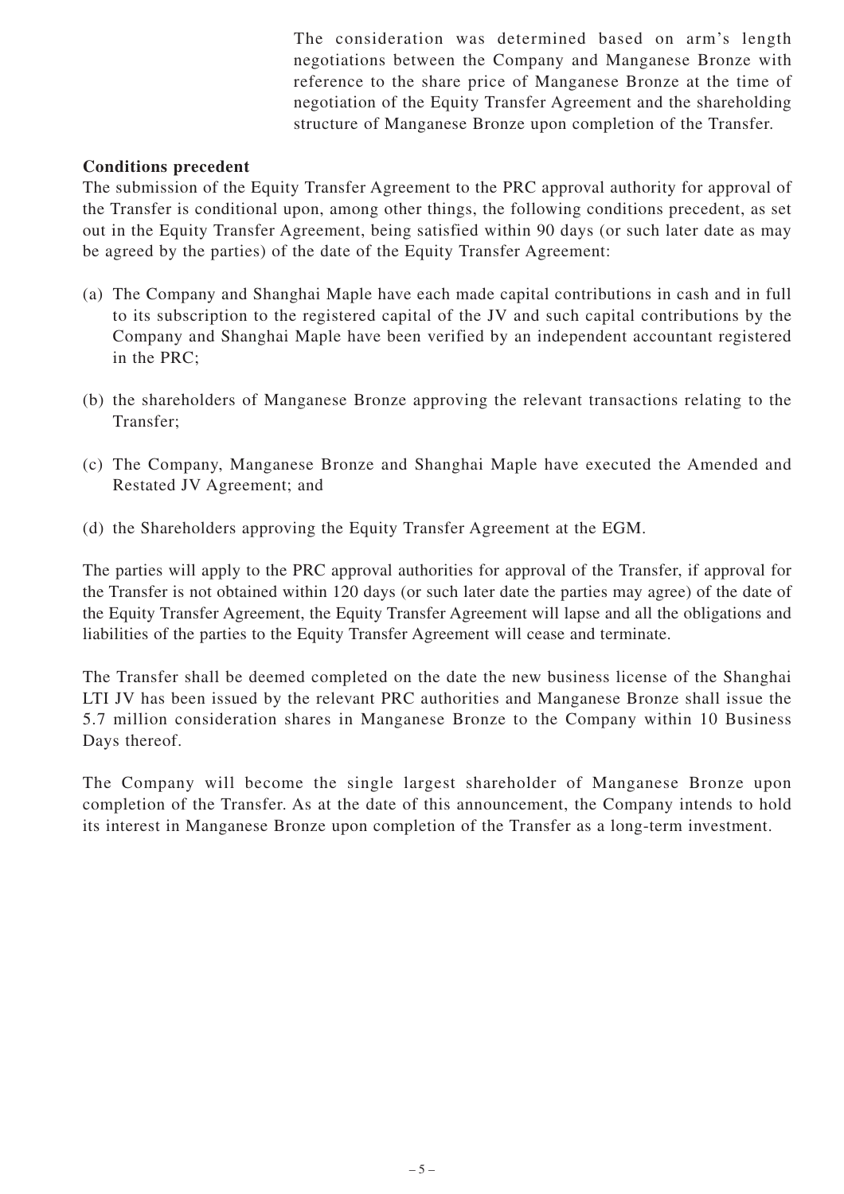The consideration was determined based on arm's length negotiations between the Company and Manganese Bronze with reference to the share price of Manganese Bronze at the time of negotiation of the Equity Transfer Agreement and the shareholding structure of Manganese Bronze upon completion of the Transfer.

**Conditions precedent**

The submission of the Equity Transfer Agreement to the PRC approval authority for approval of the Transfer is conditional upon, among other things, the following conditions precedent, as set out in the Equity Transfer Agreement, being satisfied within 90 days (or such later date as may be agreed by the parties) of the date of the Equity Transfer Agreement:

(a) The Company and Shanghai Maple have each made capital contributions in cash and in full to its subscription to the registered capital of the JV and such capital contributions by the Company and Shanghai Maple have been verified by an independent accountant registered in the PRC;

(b) the shareholders of Manganese Bronze approving the relevant transactions relating to the Transfer;

(c) The Company, Manganese Bronze and Shanghai Maple have executed the Amended and Restated JV Agreement; and

(d) the Shareholders approving the Equity Transfer Agreement at the EGM.

The parties will apply to the PRC approval authorities for approval of the Transfer, if approval for the Transfer is not obtained within 120 days (or such later date the parties may agree) of the date of the Equity Transfer Agreement, the Equity Transfer Agreement will lapse and all the obligations and liabilities of the parties to the Equity Transfer Agreement will cease and terminate.

The Transfer shall be deemed completed on the date the new business license of the Shanghai LTI JV has been issued by the relevant PRC authorities and Manganese Bronze shall issue the 5.7 million consideration shares in Manganese Bronze to the Company within 10 Business Days thereof.

The Company will become the single largest shareholder of Manganese Bronze upon completion of the Transfer. As at the date of this announcement, the Company intends to hold its interest in Manganese Bronze upon completion of the Transfer as a long-term investment.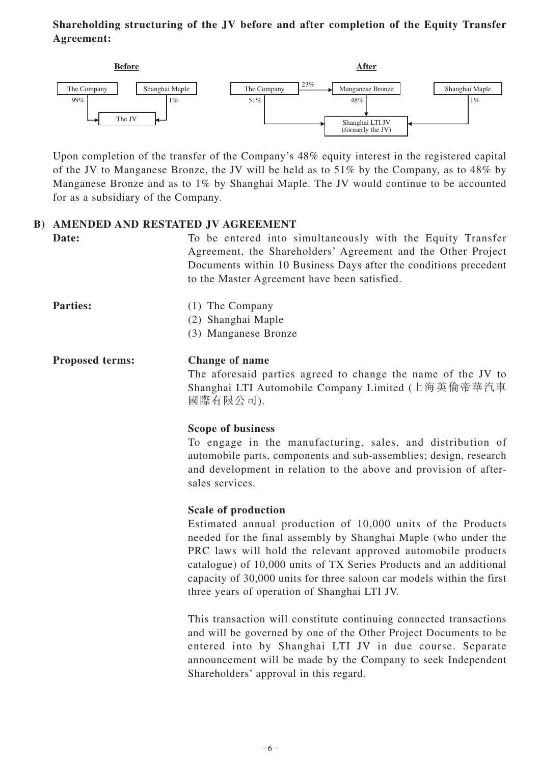**Shareholding structuring of the JV before and after completion of the Equity Transfer Agreement:**

**Before**

The Company —99%→ The JV ←1%— Shanghai Maple

**After**

The Company —23%→ Manganese Bronze

The Company —51%→ Shanghai LTI JV (formerly the JV)

Manganese Bronze —48%→ Shanghai LTI JV (formerly the JV)

Shanghai Maple —1%→ Shanghai LTI JV (formerly the JV)

Upon completion of the transfer of the Company's 48% equity interest in the registered capital of the JV to Manganese Bronze, the JV will be held as to 51% by the Company, as to 48% by Manganese Bronze and as to 1% by Shanghai Maple. The JV would continue to be accounted for as a subsidiary of the Company.

## B) AMENDED AND RESTATED JV AGREEMENT

**Date:** To be entered into simultaneously with the Equity Transfer Agreement, the Shareholders' Agreement and the Other Project Documents within 10 Business Days after the conditions precedent to the Master Agreement have been satisfied.

**Parties:**

(1) The Company
(2) Shanghai Maple
(3) Manganese Bronze

**Proposed terms:**

**Change of name**

The aforesaid parties agreed to change the name of the JV to Shanghai LTI Automobile Company Limited (上海英倫帝華汽車國際有限公司).

**Scope of business**

To engage in the manufacturing, sales, and distribution of automobile parts, components and sub-assemblies; design, research and development in relation to the above and provision of after-sales services.

**Scale of production**

Estimated annual production of 10,000 units of the Products needed for the final assembly by Shanghai Maple (who under the PRC laws will hold the relevant approved automobile products catalogue) of 10,000 units of TX Series Products and an additional capacity of 30,000 units for three saloon car models within the first three years of operation of Shanghai LTI JV.

This transaction will constitute continuing connected transactions and will be governed by one of the Other Project Documents to be entered into by Shanghai LTI JV in due course. Separate announcement will be made by the Company to seek Independent Shareholders' approval in this regard.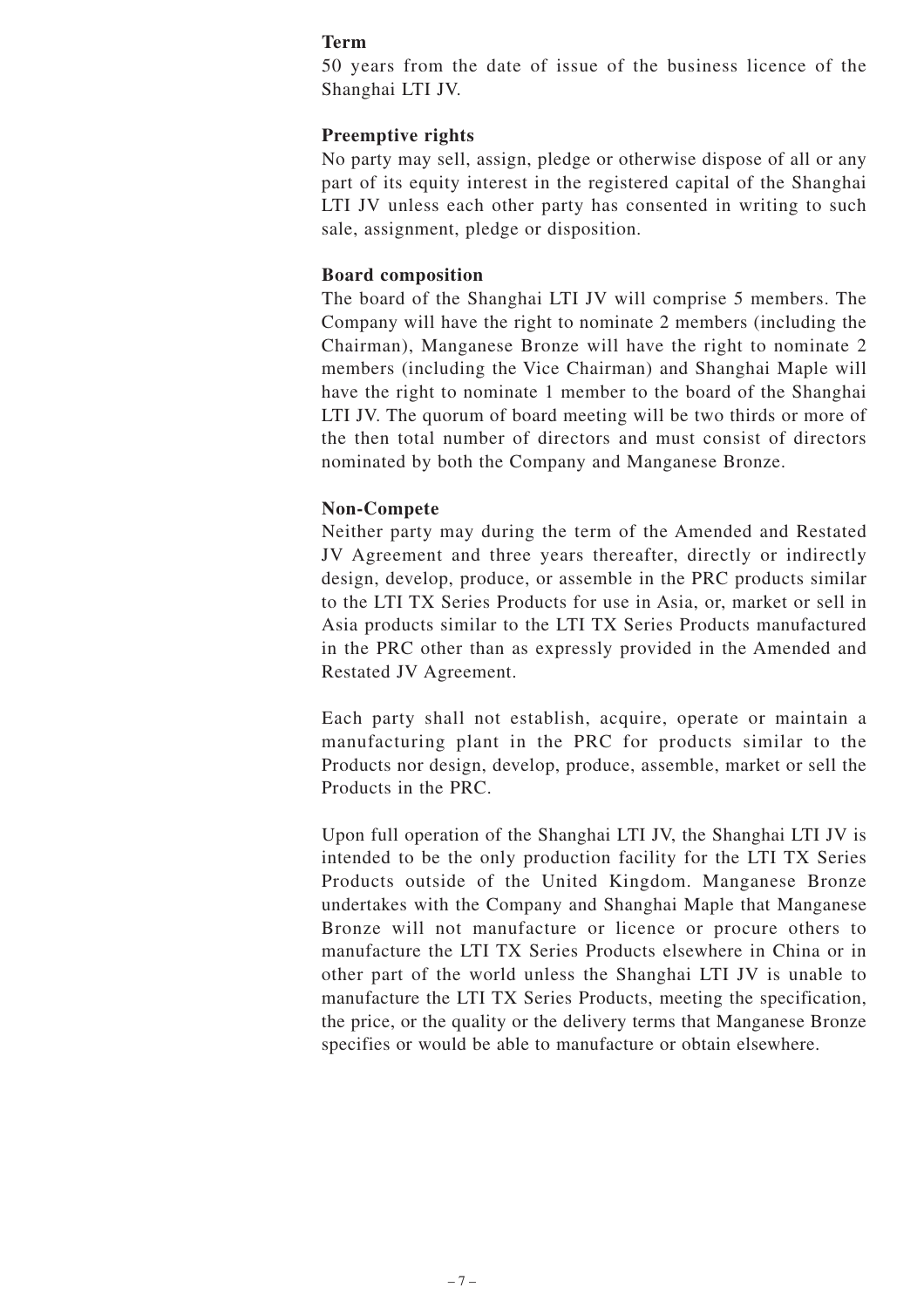**Term**

50 years from the date of issue of the business licence of the Shanghai LTI JV.

**Preemptive rights**

No party may sell, assign, pledge or otherwise dispose of all or any part of its equity interest in the registered capital of the Shanghai LTI JV unless each other party has consented in writing to such sale, assignment, pledge or disposition.

**Board composition**

The board of the Shanghai LTI JV will comprise 5 members. The Company will have the right to nominate 2 members (including the Chairman), Manganese Bronze will have the right to nominate 2 members (including the Vice Chairman) and Shanghai Maple will have the right to nominate 1 member to the board of the Shanghai LTI JV. The quorum of board meeting will be two thirds or more of the then total number of directors and must consist of directors nominated by both the Company and Manganese Bronze.

**Non-Compete**

Neither party may during the term of the Amended and Restated JV Agreement and three years thereafter, directly or indirectly design, develop, produce, or assemble in the PRC products similar to the LTI TX Series Products for use in Asia, or, market or sell in Asia products similar to the LTI TX Series Products manufactured in the PRC other than as expressly provided in the Amended and Restated JV Agreement.

Each party shall not establish, acquire, operate or maintain a manufacturing plant in the PRC for products similar to the Products nor design, develop, produce, assemble, market or sell the Products in the PRC.

Upon full operation of the Shanghai LTI JV, the Shanghai LTI JV is intended to be the only production facility for the LTI TX Series Products outside of the United Kingdom. Manganese Bronze undertakes with the Company and Shanghai Maple that Manganese Bronze will not manufacture or licence or procure others to manufacture the LTI TX Series Products elsewhere in China or in other part of the world unless the Shanghai LTI JV is unable to manufacture the LTI TX Series Products, meeting the specification, the price, or the quality or the delivery terms that Manganese Bronze specifies or would be able to manufacture or obtain elsewhere.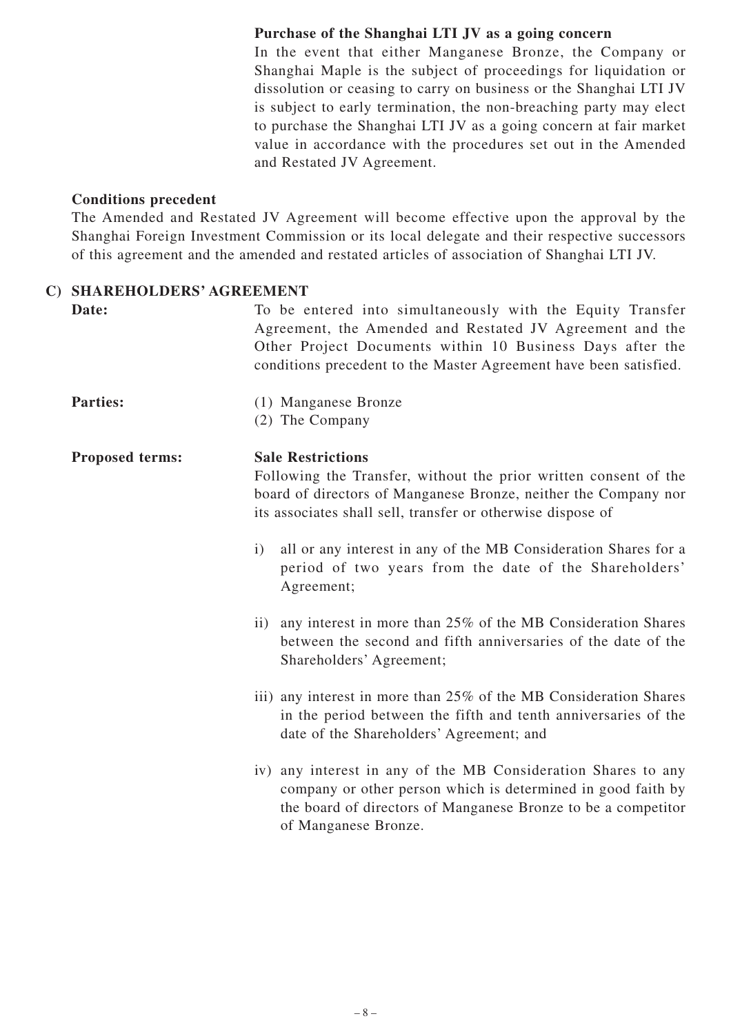**Purchase of the Shanghai LTI JV as a going concern**

In the event that either Manganese Bronze, the Company or Shanghai Maple is the subject of proceedings for liquidation or dissolution or ceasing to carry on business or the Shanghai LTI JV is subject to early termination, the non-breaching party may elect to purchase the Shanghai LTI JV as a going concern at fair market value in accordance with the procedures set out in the Amended and Restated JV Agreement.

**Conditions precedent**

The Amended and Restated JV Agreement will become effective upon the approval by the Shanghai Foreign Investment Commission or its local delegate and their respective successors of this agreement and the amended and restated articles of association of Shanghai LTI JV.

**C) SHAREHOLDERS' AGREEMENT**

**Date:** To be entered into simultaneously with the Equity Transfer Agreement, the Amended and Restated JV Agreement and the Other Project Documents within 10 Business Days after the conditions precedent to the Master Agreement have been satisfied.

**Parties:**

(1) Manganese Bronze

(2) The Company

**Proposed terms:**

**Sale Restrictions**

Following the Transfer, without the prior written consent of the board of directors of Manganese Bronze, neither the Company nor its associates shall sell, transfer or otherwise dispose of

i) all or any interest in any of the MB Consideration Shares for a period of two years from the date of the Shareholders' Agreement;

ii) any interest in more than 25% of the MB Consideration Shares between the second and fifth anniversaries of the date of the Shareholders' Agreement;

iii) any interest in more than 25% of the MB Consideration Shares in the period between the fifth and tenth anniversaries of the date of the Shareholders' Agreement; and

iv) any interest in any of the MB Consideration Shares to any company or other person which is determined in good faith by the board of directors of Manganese Bronze to be a competitor of Manganese Bronze.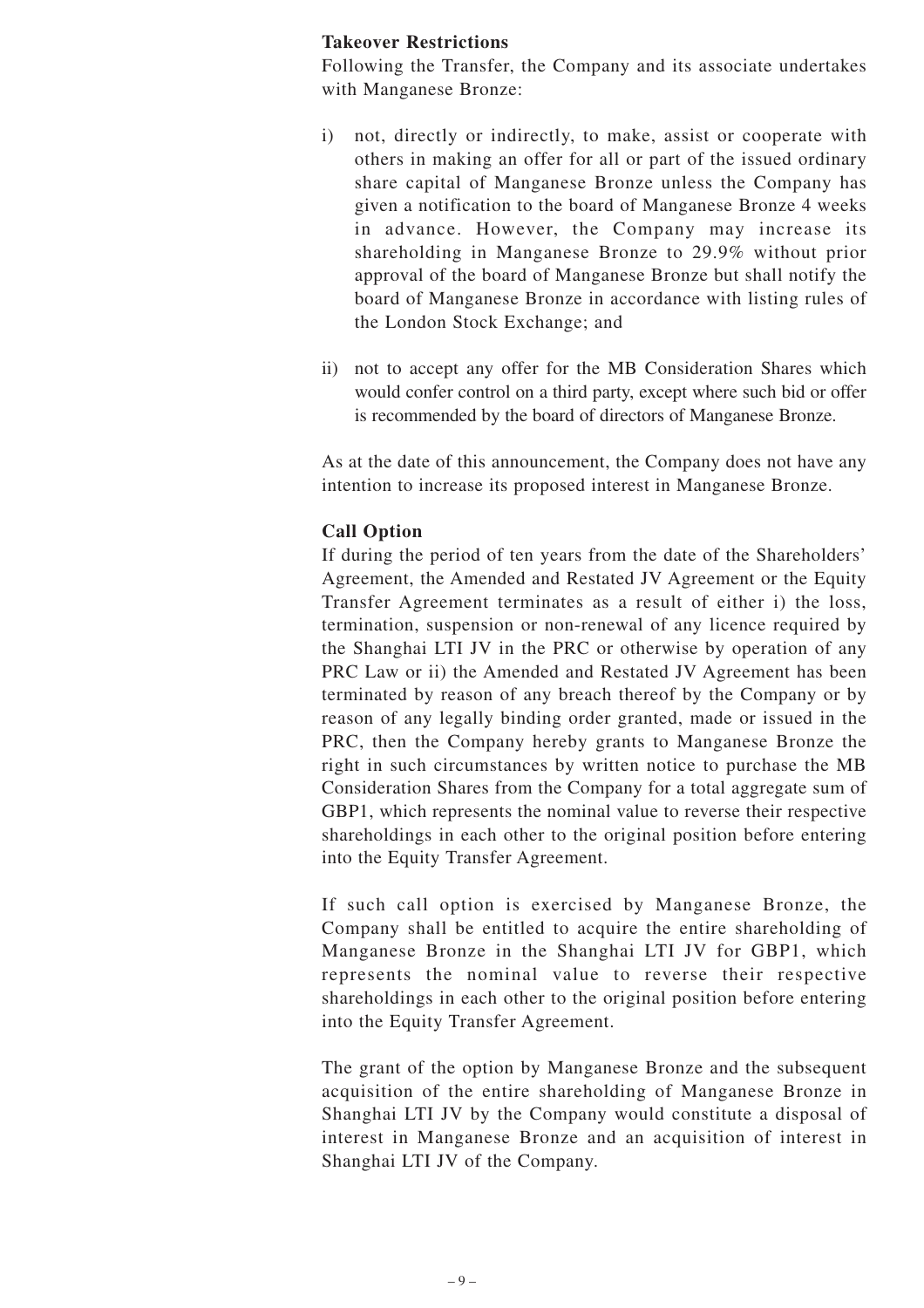**Takeover Restrictions**

Following the Transfer, the Company and its associate undertakes with Manganese Bronze:

i) not, directly or indirectly, to make, assist or cooperate with others in making an offer for all or part of the issued ordinary share capital of Manganese Bronze unless the Company has given a notification to the board of Manganese Bronze 4 weeks in advance. However, the Company may increase its shareholding in Manganese Bronze to 29.9% without prior approval of the board of Manganese Bronze but shall notify the board of Manganese Bronze in accordance with listing rules of the London Stock Exchange; and

ii) not to accept any offer for the MB Consideration Shares which would confer control on a third party, except where such bid or offer is recommended by the board of directors of Manganese Bronze.

As at the date of this announcement, the Company does not have any intention to increase its proposed interest in Manganese Bronze.

**Call Option**

If during the period of ten years from the date of the Shareholders' Agreement, the Amended and Restated JV Agreement or the Equity Transfer Agreement terminates as a result of either i) the loss, termination, suspension or non-renewal of any licence required by the Shanghai LTI JV in the PRC or otherwise by operation of any PRC Law or ii) the Amended and Restated JV Agreement has been terminated by reason of any breach thereof by the Company or by reason of any legally binding order granted, made or issued in the PRC, then the Company hereby grants to Manganese Bronze the right in such circumstances by written notice to purchase the MB Consideration Shares from the Company for a total aggregate sum of GBP1, which represents the nominal value to reverse their respective shareholdings in each other to the original position before entering into the Equity Transfer Agreement.

If such call option is exercised by Manganese Bronze, the Company shall be entitled to acquire the entire shareholding of Manganese Bronze in the Shanghai LTI JV for GBP1, which represents the nominal value to reverse their respective shareholdings in each other to the original position before entering into the Equity Transfer Agreement.

The grant of the option by Manganese Bronze and the subsequent acquisition of the entire shareholding of Manganese Bronze in Shanghai LTI JV by the Company would constitute a disposal of interest in Manganese Bronze and an acquisition of interest in Shanghai LTI JV of the Company.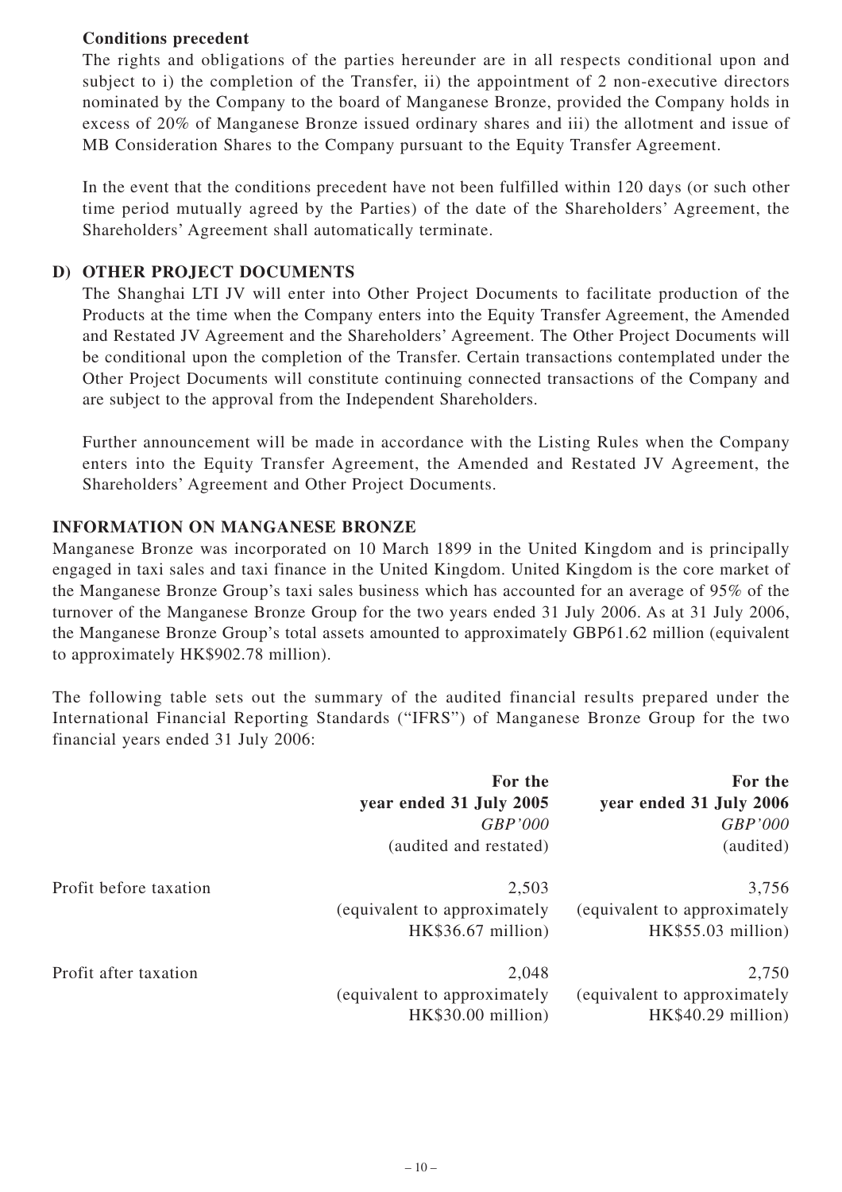**Conditions precedent**

The rights and obligations of the parties hereunder are in all respects conditional upon and subject to i) the completion of the Transfer, ii) the appointment of 2 non-executive directors nominated by the Company to the board of Manganese Bronze, provided the Company holds in excess of 20% of Manganese Bronze issued ordinary shares and iii) the allotment and issue of MB Consideration Shares to the Company pursuant to the Equity Transfer Agreement.

In the event that the conditions precedent have not been fulfilled within 120 days (or such other time period mutually agreed by the Parties) of the date of the Shareholders' Agreement, the Shareholders' Agreement shall automatically terminate.

## D) OTHER PROJECT DOCUMENTS

The Shanghai LTI JV will enter into Other Project Documents to facilitate production of the Products at the time when the Company enters into the Equity Transfer Agreement, the Amended and Restated JV Agreement and the Shareholders' Agreement. The Other Project Documents will be conditional upon the completion of the Transfer. Certain transactions contemplated under the Other Project Documents will constitute continuing connected transactions of the Company and are subject to the approval from the Independent Shareholders.

Further announcement will be made in accordance with the Listing Rules when the Company enters into the Equity Transfer Agreement, the Amended and Restated JV Agreement, the Shareholders' Agreement and Other Project Documents.

## INFORMATION ON MANGANESE BRONZE

Manganese Bronze was incorporated on 10 March 1899 in the United Kingdom and is principally engaged in taxi sales and taxi finance in the United Kingdom. United Kingdom is the core market of the Manganese Bronze Group's taxi sales business which has accounted for an average of 95% of the turnover of the Manganese Bronze Group for the two years ended 31 July 2006. As at 31 July 2006, the Manganese Bronze Group's total assets amounted to approximately GBP61.62 million (equivalent to approximately HK$902.78 million).

The following table sets out the summary of the audited financial results prepared under the International Financial Reporting Standards ("IFRS") of Manganese Bronze Group for the two financial years ended 31 July 2006:

| | For the year ended 31 July 2005<br>*GBP'000*<br>(audited and restated) | For the year ended 31 July 2006<br>*GBP'000*<br>(audited) |
|---|---|---|
| Profit before taxation | 2,503<br>(equivalent to approximately HK$36.67 million) | 3,756<br>(equivalent to approximately HK$55.03 million) |
| Profit after taxation | 2,048<br>(equivalent to approximately HK$30.00 million) | 2,750<br>(equivalent to approximately HK$40.29 million) |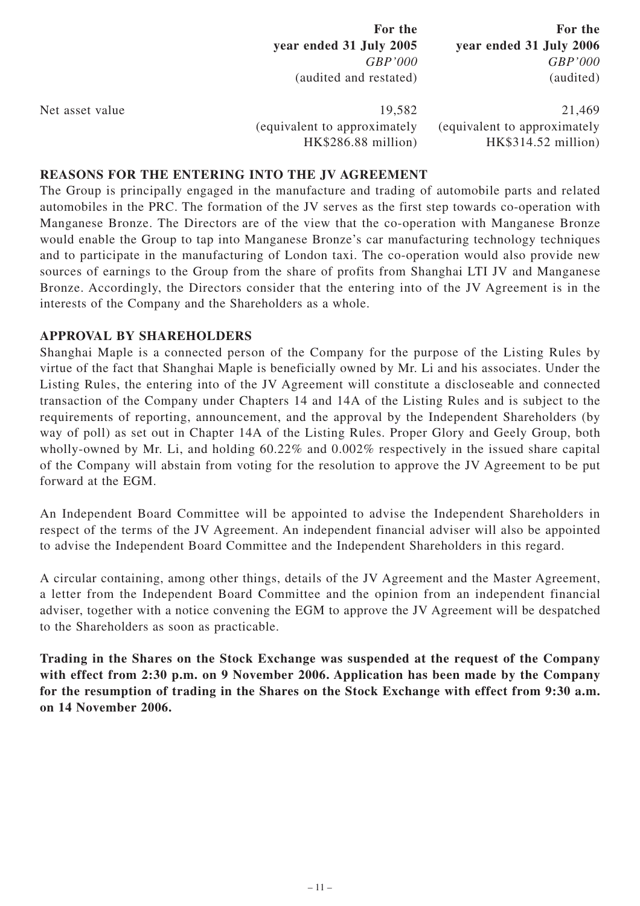| | For the year ended 31 July 2005 *GBP'000* (audited and restated) | For the year ended 31 July 2006 *GBP'000* (audited) |
|---|---|---|
| Net asset value | 19,582 (equivalent to approximately HK$286.88 million) | 21,469 (equivalent to approximately HK$314.52 million) |

**REASONS FOR THE ENTERING INTO THE JV AGREEMENT**

The Group is principally engaged in the manufacture and trading of automobile parts and related automobiles in the PRC. The formation of the JV serves as the first step towards co-operation with Manganese Bronze. The Directors are of the view that the co-operation with Manganese Bronze would enable the Group to tap into Manganese Bronze's car manufacturing technology techniques and to participate in the manufacturing of London taxi. The co-operation would also provide new sources of earnings to the Group from the share of profits from Shanghai LTI JV and Manganese Bronze. Accordingly, the Directors consider that the entering into of the JV Agreement is in the interests of the Company and the Shareholders as a whole.

**APPROVAL BY SHAREHOLDERS**

Shanghai Maple is a connected person of the Company for the purpose of the Listing Rules by virtue of the fact that Shanghai Maple is beneficially owned by Mr. Li and his associates. Under the Listing Rules, the entering into of the JV Agreement will constitute a discloseable and connected transaction of the Company under Chapters 14 and 14A of the Listing Rules and is subject to the requirements of reporting, announcement, and the approval by the Independent Shareholders (by way of poll) as set out in Chapter 14A of the Listing Rules. Proper Glory and Geely Group, both wholly-owned by Mr. Li, and holding 60.22% and 0.002% respectively in the issued share capital of the Company will abstain from voting for the resolution to approve the JV Agreement to be put forward at the EGM.

An Independent Board Committee will be appointed to advise the Independent Shareholders in respect of the terms of the JV Agreement. An independent financial adviser will also be appointed to advise the Independent Board Committee and the Independent Shareholders in this regard.

A circular containing, among other things, details of the JV Agreement and the Master Agreement, a letter from the Independent Board Committee and the opinion from an independent financial adviser, together with a notice convening the EGM to approve the JV Agreement will be despatched to the Shareholders as soon as practicable.

**Trading in the Shares on the Stock Exchange was suspended at the request of the Company with effect from 2:30 p.m. on 9 November 2006. Application has been made by the Company for the resumption of trading in the Shares on the Stock Exchange with effect from 9:30 a.m. on 14 November 2006.**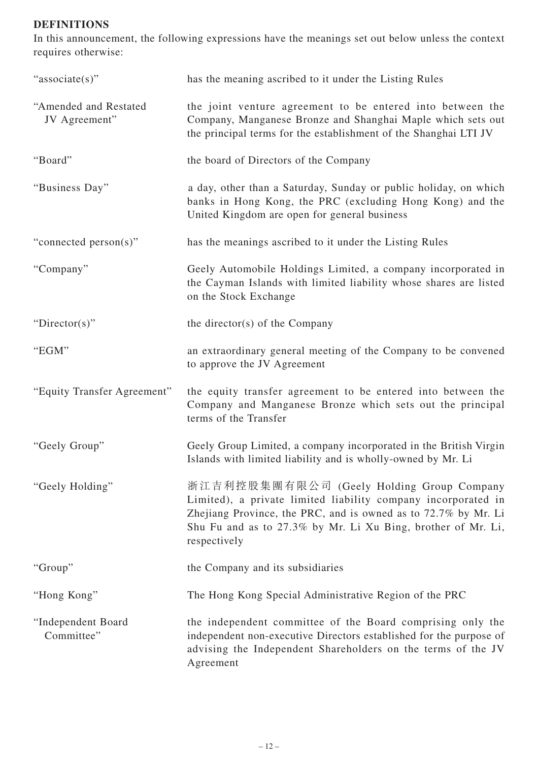## DEFINITIONS

In this announcement, the following expressions have the meanings set out below unless the context requires otherwise:

| | |
|---|---|
| "associate(s)" | has the meaning ascribed to it under the Listing Rules |
| "Amended and Restated JV Agreement" | the joint venture agreement to be entered into between the Company, Manganese Bronze and Shanghai Maple which sets out the principal terms for the establishment of the Shanghai LTI JV |
| "Board" | the board of Directors of the Company |
| "Business Day" | a day, other than a Saturday, Sunday or public holiday, on which banks in Hong Kong, the PRC (excluding Hong Kong) and the United Kingdom are open for general business |
| "connected person(s)" | has the meanings ascribed to it under the Listing Rules |
| "Company" | Geely Automobile Holdings Limited, a company incorporated in the Cayman Islands with limited liability whose shares are listed on the Stock Exchange |
| "Director(s)" | the director(s) of the Company |
| "EGM" | an extraordinary general meeting of the Company to be convened to approve the JV Agreement |
| "Equity Transfer Agreement" | the equity transfer agreement to be entered into between the Company and Manganese Bronze which sets out the principal terms of the Transfer |
| "Geely Group" | Geely Group Limited, a company incorporated in the British Virgin Islands with limited liability and is wholly-owned by Mr. Li |
| "Geely Holding" | 浙江吉利控股集團有限公司 (Geely Holding Group Company Limited), a private limited liability company incorporated in Zhejiang Province, the PRC, and is owned as to 72.7% by Mr. Li Shu Fu and as to 27.3% by Mr. Li Xu Bing, brother of Mr. Li, respectively |
| "Group" | the Company and its subsidiaries |
| "Hong Kong" | The Hong Kong Special Administrative Region of the PRC |
| "Independent Board Committee" | the independent committee of the Board comprising only the independent non-executive Directors established for the purpose of advising the Independent Shareholders on the terms of the JV Agreement |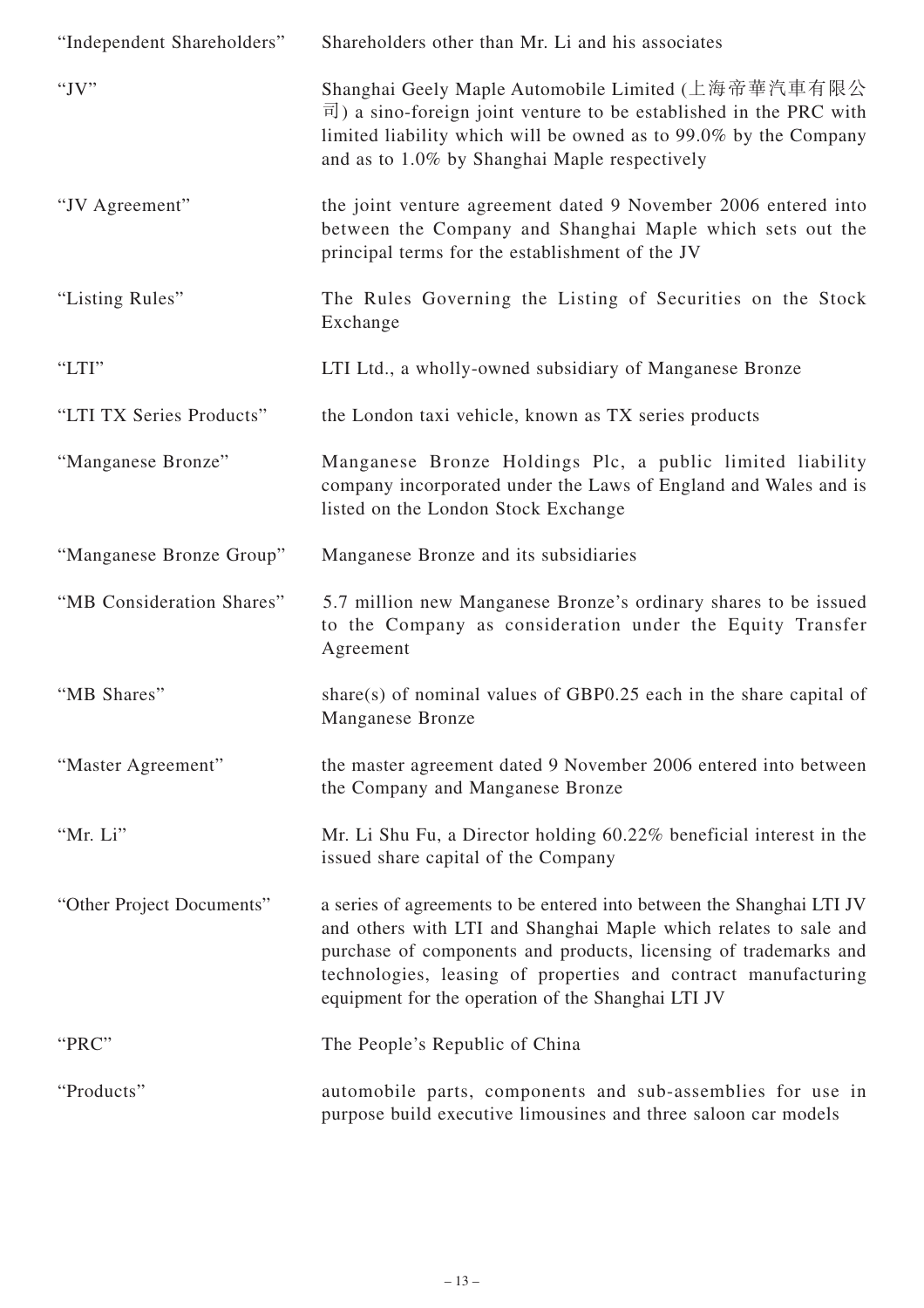| | |
|---|---|
| "Independent Shareholders" | Shareholders other than Mr. Li and his associates |
| "JV" | Shanghai Geely Maple Automobile Limited (上海帝華汽車有限公司) a sino-foreign joint venture to be established in the PRC with limited liability which will be owned as to 99.0% by the Company and as to 1.0% by Shanghai Maple respectively |
| "JV Agreement" | the joint venture agreement dated 9 November 2006 entered into between the Company and Shanghai Maple which sets out the principal terms for the establishment of the JV |
| "Listing Rules" | The Rules Governing the Listing of Securities on the Stock Exchange |
| "LTI" | LTI Ltd., a wholly-owned subsidiary of Manganese Bronze |
| "LTI TX Series Products" | the London taxi vehicle, known as TX series products |
| "Manganese Bronze" | Manganese Bronze Holdings Plc, a public limited liability company incorporated under the Laws of England and Wales and is listed on the London Stock Exchange |
| "Manganese Bronze Group" | Manganese Bronze and its subsidiaries |
| "MB Consideration Shares" | 5.7 million new Manganese Bronze's ordinary shares to be issued to the Company as consideration under the Equity Transfer Agreement |
| "MB Shares" | share(s) of nominal values of GBP0.25 each in the share capital of Manganese Bronze |
| "Master Agreement" | the master agreement dated 9 November 2006 entered into between the Company and Manganese Bronze |
| "Mr. Li" | Mr. Li Shu Fu, a Director holding 60.22% beneficial interest in the issued share capital of the Company |
| "Other Project Documents" | a series of agreements to be entered into between the Shanghai LTI JV and others with LTI and Shanghai Maple which relates to sale and purchase of components and products, licensing of trademarks and technologies, leasing of properties and contract manufacturing equipment for the operation of the Shanghai LTI JV |
| "PRC" | The People's Republic of China |
| "Products" | automobile parts, components and sub-assemblies for use in purpose build executive limousines and three saloon car models |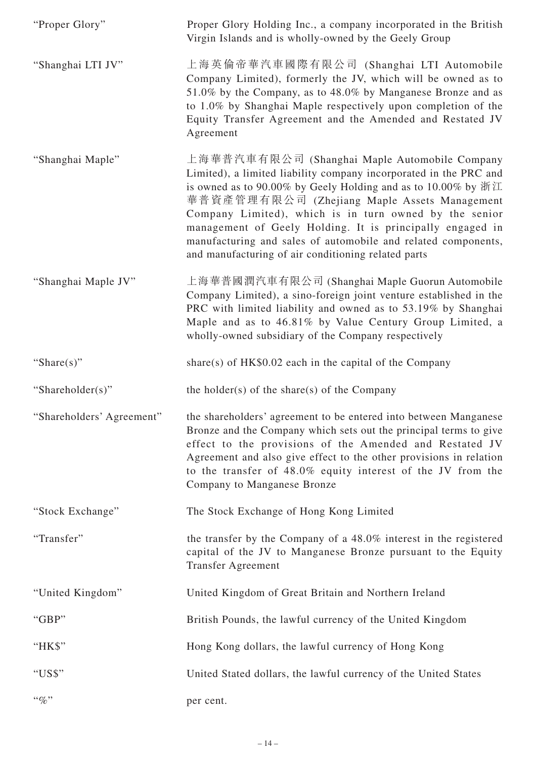| | |
|---|---|
| "Proper Glory" | Proper Glory Holding Inc., a company incorporated in the British Virgin Islands and is wholly-owned by the Geely Group |
| "Shanghai LTI JV" | 上海英倫帝華汽車國際有限公司 (Shanghai LTI Automobile Company Limited), formerly the JV, which will be owned as to 51.0% by the Company, as to 48.0% by Manganese Bronze and as to 1.0% by Shanghai Maple respectively upon completion of the Equity Transfer Agreement and the Amended and Restated JV Agreement |
| "Shanghai Maple" | 上海華普汽車有限公司 (Shanghai Maple Automobile Company Limited), a limited liability company incorporated in the PRC and is owned as to 90.00% by Geely Holding and as to 10.00% by 浙江華普資產管理有限公司 (Zhejiang Maple Assets Management Company Limited), which is in turn owned by the senior management of Geely Holding. It is principally engaged in manufacturing and sales of automobile and related components, and manufacturing of air conditioning related parts |
| "Shanghai Maple JV" | 上海華普國潤汽車有限公司 (Shanghai Maple Guorun Automobile Company Limited), a sino-foreign joint venture established in the PRC with limited liability and owned as to 53.19% by Shanghai Maple and as to 46.81% by Value Century Group Limited, a wholly-owned subsidiary of the Company respectively |
| "Share(s)" | share(s) of HK$0.02 each in the capital of the Company |
| "Shareholder(s)" | the holder(s) of the share(s) of the Company |
| "Shareholders' Agreement" | the shareholders' agreement to be entered into between Manganese Bronze and the Company which sets out the principal terms to give effect to the provisions of the Amended and Restated JV Agreement and also give effect to the other provisions in relation to the transfer of 48.0% equity interest of the JV from the Company to Manganese Bronze |
| "Stock Exchange" | The Stock Exchange of Hong Kong Limited |
| "Transfer" | the transfer by the Company of a 48.0% interest in the registered capital of the JV to Manganese Bronze pursuant to the Equity Transfer Agreement |
| "United Kingdom" | United Kingdom of Great Britain and Northern Ireland |
| "GBP" | British Pounds, the lawful currency of the United Kingdom |
| "HK$" | Hong Kong dollars, the lawful currency of Hong Kong |
| "US$" | United Stated dollars, the lawful currency of the United States |
| "%" | per cent. |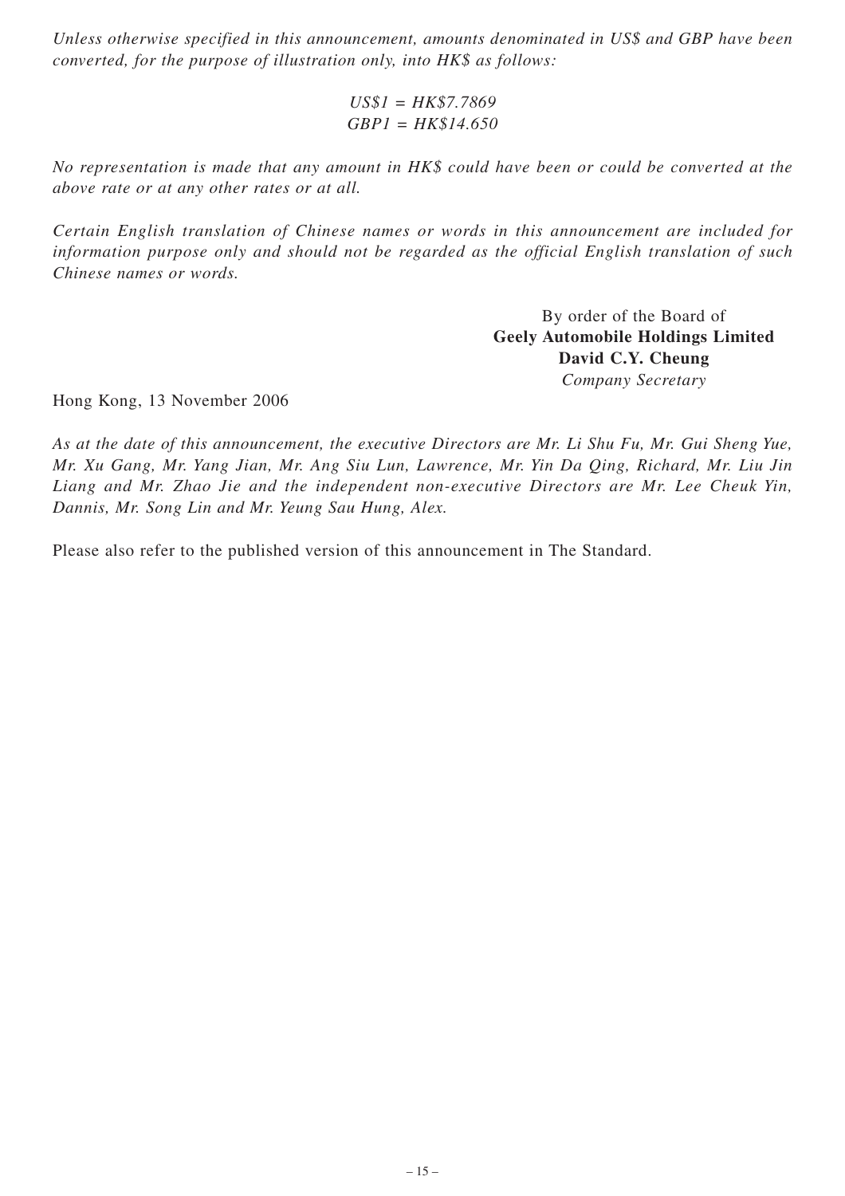*Unless otherwise specified in this announcement, amounts denominated in US$ and GBP have been converted, for the purpose of illustration only, into HK$ as follows:*

*US$1 = HK$7.7869*
*GBP1 = HK$14.650*

*No representation is made that any amount in HK$ could have been or could be converted at the above rate or at any other rates or at all.*

*Certain English translation of Chinese names or words in this announcement are included for information purpose only and should not be regarded as the official English translation of such Chinese names or words.*

By order of the Board of
**Geely Automobile Holdings Limited**
**David C.Y. Cheung**
*Company Secretary*

Hong Kong, 13 November 2006

*As at the date of this announcement, the executive Directors are Mr. Li Shu Fu, Mr. Gui Sheng Yue, Mr. Xu Gang, Mr. Yang Jian, Mr. Ang Siu Lun, Lawrence, Mr. Yin Da Qing, Richard, Mr. Liu Jin Liang and Mr. Zhao Jie and the independent non-executive Directors are Mr. Lee Cheuk Yin, Dannis, Mr. Song Lin and Mr. Yeung Sau Hung, Alex.*

Please also refer to the published version of this announcement in The Standard.